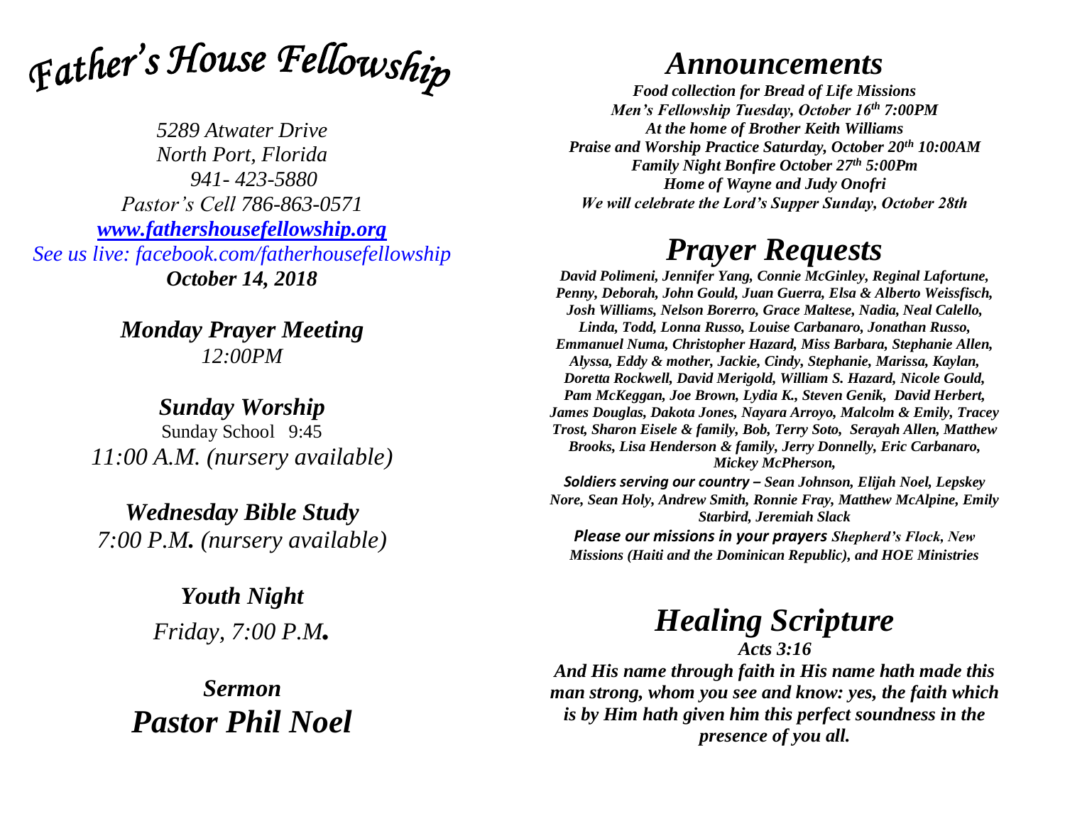# *Father's House Fellowship*

*5289 Atwater Drive*
*North Port, Florida*
*941- 423-5880*
*Pastor's Cell 786-863-0571*
*[www.fathershousefellowship.org](http://www.fathershousefellowship.org)*
*See us live: facebook.com/fatherhousefellowship*
***October 14, 2018***

***Monday Prayer Meeting***
*12:00PM*

***Sunday Worship***
Sunday School 9:45
*11:00 A.M. (nursery available)*

***Wednesday Bible Study***
*7:00 P.M. (nursery available)*

***Youth Night***
*Friday, 7:00 P.M.*

***Sermon***
***Pastor Phil Noel***

# *Announcements*

***Food collection for Bread of Life Missions***
***Men's Fellowship Tuesday, October 16th 7:00PM***
***At the home of Brother Keith Williams***
***Praise and Worship Practice Saturday, October 20th 10:00AM***
***Family Night Bonfire October 27th 5:00Pm***
***Home of Wayne and Judy Onofri***
***We will celebrate the Lord's Supper Sunday, October 28th***

# *Prayer Requests*

***David Polimeni, Jennifer Yang, Connie McGinley, Reginal Lafortune, Penny, Deborah, John Gould, Juan Guerra, Elsa & Alberto Weissfisch, Josh Williams, Nelson Borerro, Grace Maltese, Nadia, Neal Calello, Linda, Todd, Lonna Russo, Louise Carbanaro, Jonathan Russo, Emmanuel Numa, Christopher Hazard, Miss Barbara, Stephanie Allen, Alyssa, Eddy & mother, Jackie, Cindy, Stephanie, Marissa, Kaylan, Doretta Rockwell, David Merigold, William S. Hazard, Nicole Gould, Pam McKeggan, Joe Brown, Lydia K., Steven Genik, David Herbert, James Douglas, Dakota Jones, Nayara Arroyo, Malcolm & Emily, Tracey Trost, Sharon Eisele & family, Bob, Terry Soto, Serayah Allen, Matthew Brooks, Lisa Henderson & family, Jerry Donnelly, Eric Carbanaro, Mickey McPherson,***

***Soldiers serving our country – Sean Johnson, Elijah Noel, Lepskey Nore, Sean Holy, Andrew Smith, Ronnie Fray, Matthew McAlpine, Emily Starbird, Jeremiah Slack***

***Please our missions in your prayers Shepherd's Flock, New Missions (Haiti and the Dominican Republic), and HOE Ministries***

# *Healing Scripture*

***Acts 3:16***

***And His name through faith in His name hath made this man strong, whom you see and know: yes, the faith which is by Him hath given him this perfect soundness in the presence of you all.***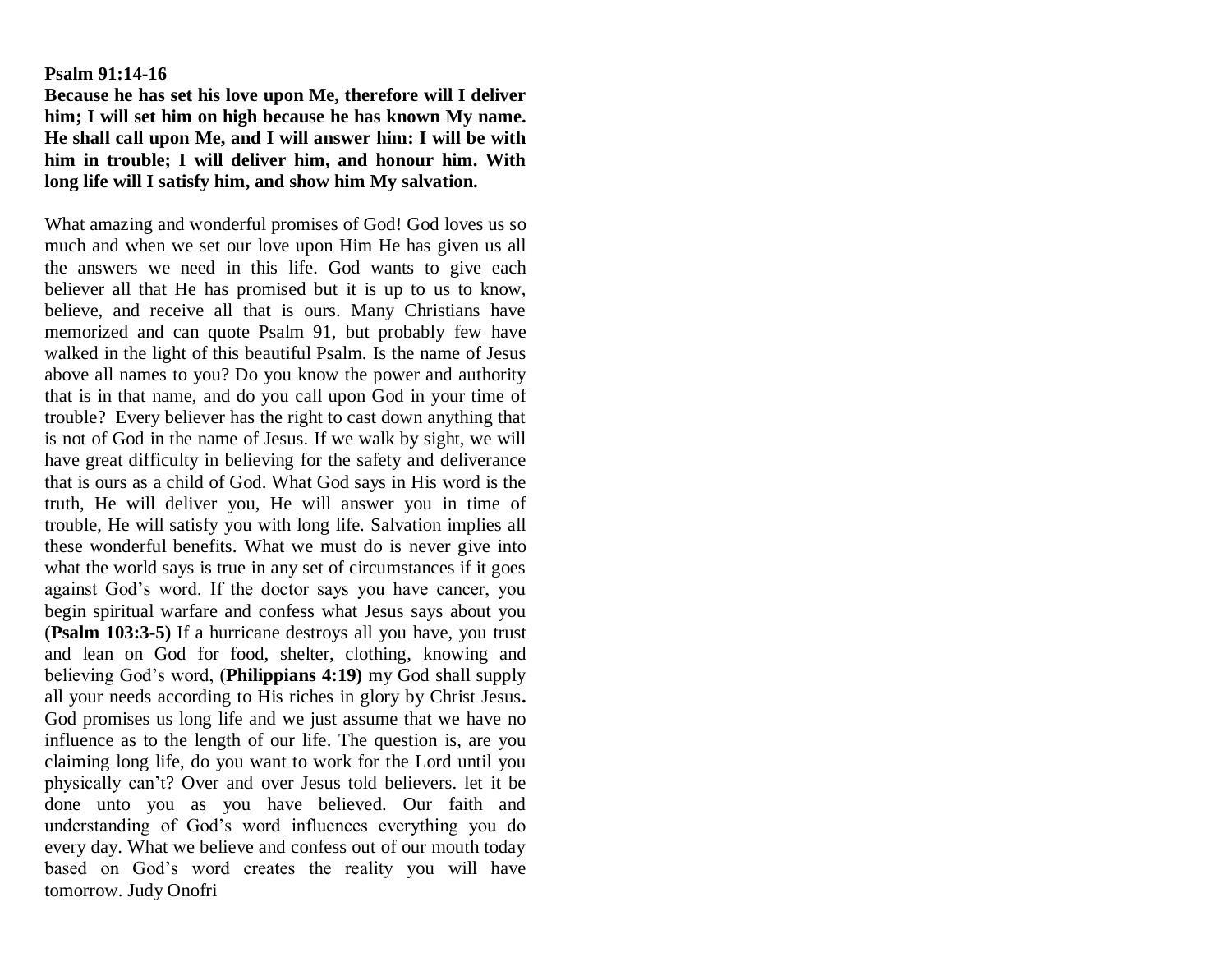**Psalm 91:14-16**

**Because he has set his love upon Me, therefore will I deliver him; I will set him on high because he has known My name. He shall call upon Me, and I will answer him: I will be with him in trouble; I will deliver him, and honour him. With long life will I satisfy him, and show him My salvation.**

What amazing and wonderful promises of God! God loves us so much and when we set our love upon Him He has given us all the answers we need in this life. God wants to give each believer all that He has promised but it is up to us to know, believe, and receive all that is ours. Many Christians have memorized and can quote Psalm 91, but probably few have walked in the light of this beautiful Psalm. Is the name of Jesus above all names to you? Do you know the power and authority that is in that name, and do you call upon God in your time of trouble? Every believer has the right to cast down anything that is not of God in the name of Jesus. If we walk by sight, we will have great difficulty in believing for the safety and deliverance that is ours as a child of God. What God says in His word is the truth, He will deliver you, He will answer you in time of trouble, He will satisfy you with long life. Salvation implies all these wonderful benefits. What we must do is never give into what the world says is true in any set of circumstances if it goes against God's word. If the doctor says you have cancer, you begin spiritual warfare and confess what Jesus says about you (**Psalm 103:3-5)** If a hurricane destroys all you have, you trust and lean on God for food, shelter, clothing, knowing and believing God's word, (**Philippians 4:19)** my God shall supply all your needs according to His riches in glory by Christ Jesus**.** God promises us long life and we just assume that we have no influence as to the length of our life. The question is, are you claiming long life, do you want to work for the Lord until you physically can't? Over and over Jesus told believers. let it be done unto you as you have believed. Our faith and understanding of God's word influences everything you do every day. What we believe and confess out of our mouth today based on God's word creates the reality you will have tomorrow. Judy Onofri